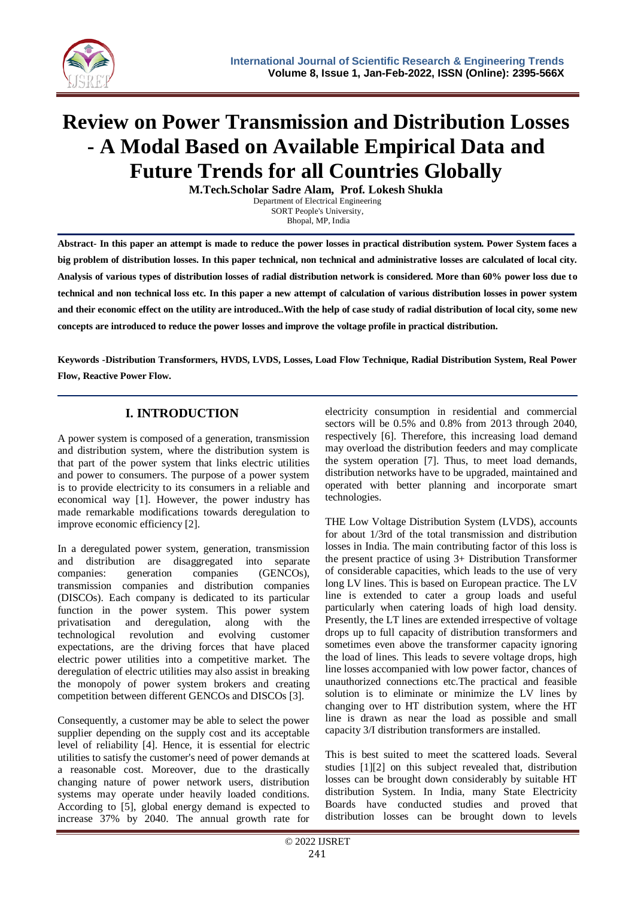# Review on Power Transmission and Distribution Losses - A Modal Based on Available Empirical Data and Future Trends for all Countries Globally

**M.Tech.Scholar Sadre Alam, Prof. Lokesh Shukla**

Department of Electrical Engineering
SORT People's University,
Bhopal, MP, India

**Abstract- In this paper an attempt is made to reduce the power losses in practical distribution system. Power System faces a big problem of distribution losses. In this paper technical, non technical and administrative losses are calculated of local city. Analysis of various types of distribution losses of radial distribution network is considered. More than 60% power loss due to technical and non technical loss etc. In this paper a new attempt of calculation of various distribution losses in power system and their economic effect on the utility are introduced..With the help of case study of radial distribution of local city, some new concepts are introduced to reduce the power losses and improve the voltage profile in practical distribution.**

**Keywords -Distribution Transformers, HVDS, LVDS, Losses, Load Flow Technique, Radial Distribution System, Real Power Flow, Reactive Power Flow.**

## I. INTRODUCTION

A power system is composed of a generation, transmission and distribution system, where the distribution system is that part of the power system that links electric utilities and power to consumers. The purpose of a power system is to provide electricity to its consumers in a reliable and economical way [1]. However, the power industry has made remarkable modifications towards deregulation to improve economic efficiency [2].

In a deregulated power system, generation, transmission and distribution are disaggregated into separate companies: generation companies (GENCOs), transmission companies and distribution companies (DISCOs). Each company is dedicated to its particular function in the power system. This power system privatisation and deregulation, along with the technological revolution and evolving customer expectations, are the driving forces that have placed electric power utilities into a competitive market. The deregulation of electric utilities may also assist in breaking the monopoly of power system brokers and creating competition between different GENCOs and DISCOs [3].

Consequently, a customer may be able to select the power supplier depending on the supply cost and its acceptable level of reliability [4]. Hence, it is essential for electric utilities to satisfy the customer's need of power demands at a reasonable cost. Moreover, due to the drastically changing nature of power network users, distribution systems may operate under heavily loaded conditions. According to [5], global energy demand is expected to increase 37% by 2040. The annual growth rate for electricity consumption in residential and commercial sectors will be 0.5% and 0.8% from 2013 through 2040, respectively [6]. Therefore, this increasing load demand may overload the distribution feeders and may complicate the system operation [7]. Thus, to meet load demands, distribution networks have to be upgraded, maintained and operated with better planning and incorporate smart technologies.

THE Low Voltage Distribution System (LVDS), accounts for about 1/3rd of the total transmission and distribution losses in India. The main contributing factor of this loss is the present practice of using 3+ Distribution Transformer of considerable capacities, which leads to the use of very long LV lines. This is based on European practice. The LV line is extended to cater a group loads and useful particularly when catering loads of high load density. Presently, the LT lines are extended irrespective of voltage drops up to full capacity of distribution transformers and sometimes even above the transformer capacity ignoring the load of lines. This leads to severe voltage drops, high line losses accompanied with low power factor, chances of unauthorized connections etc.The practical and feasible solution is to eliminate or minimize the LV lines by changing over to HT distribution system, where the HT line is drawn as near the load as possible and small capacity 3/I distribution transformers are installed.

This is best suited to meet the scattered loads. Several studies [1][2] on this subject revealed that, distribution losses can be brought down considerably by suitable HT distribution System. In India, many State Electricity Boards have conducted studies and proved that distribution losses can be brought down to levels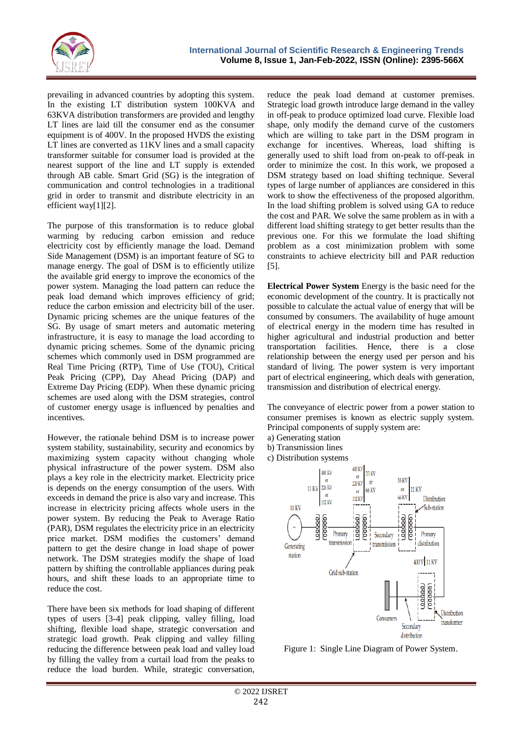prevailing in advanced countries by adopting this system. In the existing LT distribution system 100KVA and 63KVA distribution transformers are provided and lengthy LT lines are laid till the consumer end as the consumer equipment is of 400V. In the proposed HVDS the existing LT lines are converted as 11KV lines and a small capacity transformer suitable for consumer load is provided at the nearest support of the line and LT supply is extended through AB cable. Smart Grid (SG) is the integration of communication and control technologies in a traditional grid in order to transmit and distribute electricity in an efficient way[1][2].

The purpose of this transformation is to reduce global warming by reducing carbon emission and reduce electricity cost by efficiently manage the load. Demand Side Management (DSM) is an important feature of SG to manage energy. The goal of DSM is to efficiently utilize the available grid energy to improve the economics of the power system. Managing the load pattern can reduce the peak load demand which improves efficiency of grid; reduce the carbon emission and electricity bill of the user. Dynamic pricing schemes are the unique features of the SG. By usage of smart meters and automatic metering infrastructure, it is easy to manage the load according to dynamic pricing schemes. Some of the dynamic pricing schemes which commonly used in DSM programmed are Real Time Pricing (RTP), Time of Use (TOU), Critical Peak Pricing (CPP), Day Ahead Pricing (DAP) and Extreme Day Pricing (EDP). When these dynamic pricing schemes are used along with the DSM strategies, control of customer energy usage is influenced by penalties and incentives.

However, the rationale behind DSM is to increase power system stability, sustainability, security and economics by maximizing system capacity without changing whole physical infrastructure of the power system. DSM also plays a key role in the electricity market. Electricity price is depends on the energy consumption of the users. With exceeds in demand the price is also vary and increase. This increase in electricity pricing affects whole users in the power system. By reducing the Peak to Average Ratio (PAR), DSM regulates the electricity price in an electricity price market. DSM modifies the customers' demand pattern to get the desire change in load shape of power network. The DSM strategies modify the shape of load pattern by shifting the controllable appliances during peak hours, and shift these loads to an appropriate time to reduce the cost.

There have been six methods for load shaping of different types of users [3-4] peak clipping, valley filling, load shifting, flexible load shape, strategic conversation and strategic load growth. Peak clipping and valley filling reducing the difference between peak load and valley load by filling the valley from a curtail load from the peaks to reduce the load burden. While, strategic conversation, reduce the peak load demand at customer premises. Strategic load growth introduce large demand in the valley in off-peak to produce optimized load curve. Flexible load shape, only modify the demand curve of the customers which are willing to take part in the DSM program in exchange for incentives. Whereas, load shifting is generally used to shift load from on-peak to off-peak in order to minimize the cost. In this work, we proposed a DSM strategy based on load shifting technique. Several types of large number of appliances are considered in this work to show the effectiveness of the proposed algorithm. In the load shifting problem is solved using GA to reduce the cost and PAR. We solve the same problem as in with a different load shifting strategy to get better results than the previous one. For this we formulate the load shifting problem as a cost minimization problem with some constraints to achieve electricity bill and PAR reduction [5].

**Electrical Power System** Energy is the basic need for the economic development of the country. It is practically not possible to calculate the actual value of energy that will be consumed by consumers. The availability of huge amount of electrical energy in the modern time has resulted in higher agricultural and industrial production and better transportation facilities. Hence, there is a close relationship between the energy used per person and his standard of living. The power system is very important part of electrical engineering, which deals with generation, transmission and distribution of electrical energy.

The conveyance of electric power from a power station to consumer premises is known as electric supply system. Principal components of supply system are:

a) Generating station
b) Transmission lines
c) Distribution systems

11 KV
11 KV
400 KV or 220 KV or 132 KV
400 KV or 220 KV or 132 KV
33 KV or 66 KV
33 KV or 66 KV
11 KV
Distribution sub-station
Generating station
Primary transmission
Secondary transmission
Primary distribution
Grid sub-station
400 V | 11 KV
Consumers
Secondary distribution
Distribution transformer

Figure 1: Single Line Diagram of Power System.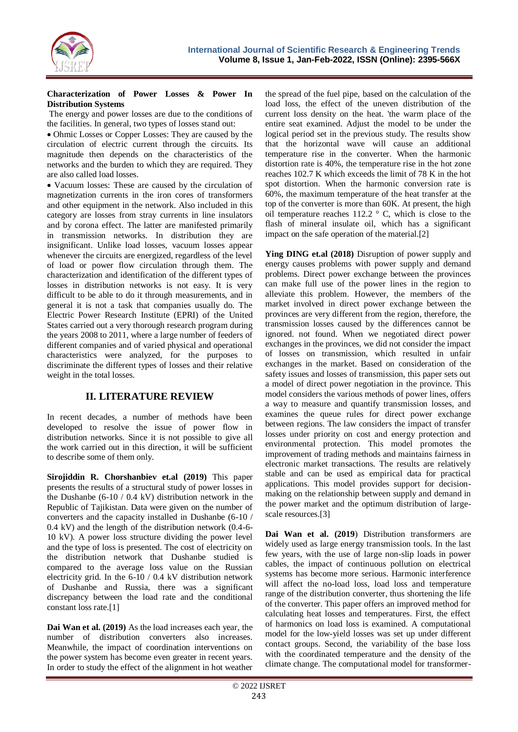**Characterization of Power Losses & Power In Distribution Systems**

The energy and power losses are due to the conditions of the facilities. In general, two types of losses stand out:

- Ohmic Losses or Copper Losses: They are caused by the circulation of electric current through the circuits. Its magnitude then depends on the characteristics of the networks and the burden to which they are required. They are also called load losses.
- Vacuum losses: These are caused by the circulation of magnetization currents in the iron cores of transformers and other equipment in the network. Also included in this category are losses from stray currents in line insulators and by corona effect. The latter are manifested primarily in transmission networks. In distribution they are insignificant. Unlike load losses, vacuum losses appear whenever the circuits are energized, regardless of the level of load or power flow circulation through them. The characterization and identification of the different types of losses in distribution networks is not easy. It is very difficult to be able to do it through measurements, and in general it is not a task that companies usually do. The Electric Power Research Institute (EPRI) of the United States carried out a very thorough research program during the years 2008 to 2011, where a large number of feeders of different companies and of varied physical and operational characteristics were analyzed, for the purposes to discriminate the different types of losses and their relative weight in the total losses.

## II. LITERATURE REVIEW

In recent decades, a number of methods have been developed to resolve the issue of power flow in distribution networks. Since it is not possible to give all the work carried out in this direction, it will be sufficient to describe some of them only.

**Sirojiddin R. Chorshanbiev et.al (2019)** This paper presents the results of a structural study of power losses in the Dushanbe (6-10 / 0.4 kV) distribution network in the Republic of Tajikistan. Data were given on the number of converters and the capacity installed in Dushanbe (6-10 / 0.4 kV) and the length of the distribution network (0.4-6-10 kV). A power loss structure dividing the power level and the type of loss is presented. The cost of electricity on the distribution network that Dushanbe studied is compared to the average loss value on the Russian electricity grid. In the 6-10 / 0.4 kV distribution network of Dushanbe and Russia, there was a significant discrepancy between the load rate and the conditional constant loss rate.[1]

**Dai Wan et al. (2019)** As the load increases each year, the number of distribution converters also increases. Meanwhile, the impact of coordination interventions on the power system has become even greater in recent years. In order to study the effect of the alignment in hot weather the spread of the fuel pipe, based on the calculation of the load loss, the effect of the uneven distribution of the current loss density on the heat. 'the warm place of the entire seat examined. Adjust the model to be under the logical period set in the previous study. The results show that the horizontal wave will cause an additional temperature rise in the converter. When the harmonic distortion rate is 40%, the temperature rise in the hot zone reaches 102.7 K which exceeds the limit of 78 K in the hot spot distortion. When the harmonic conversion rate is 60%, the maximum temperature of the heat transfer at the top of the converter is more than 60K. At present, the high oil temperature reaches 112.2 ° C, which is close to the flash of mineral insulate oil, which has a significant impact on the safe operation of the material.[2]

**Ying DING et.al (2018)** Disruption of power supply and energy causes problems with power supply and demand problems. Direct power exchange between the provinces can make full use of the power lines in the region to alleviate this problem. However, the members of the market involved in direct power exchange between the provinces are very different from the region, therefore, the transmission losses caused by the differences cannot be ignored. not found. When we negotiated direct power exchanges in the provinces, we did not consider the impact of losses on transmission, which resulted in unfair exchanges in the market. Based on consideration of the safety issues and losses of transmission, this paper sets out a model of direct power negotiation in the province. This model considers the various methods of power lines, offers a way to measure and quantify transmission losses, and examines the queue rules for direct power exchange between regions. The law considers the impact of transfer losses under priority on cost and energy protection and environmental protection. This model promotes the improvement of trading methods and maintains fairness in electronic market transactions. The results are relatively stable and can be used as empirical data for practical applications. This model provides support for decision-making on the relationship between supply and demand in the power market and the optimum distribution of large-scale resources.[3]

**Dai Wan et al. (2019**) Distribution transformers are widely used as large energy transmission tools. In the last few years, with the use of large non-slip loads in power cables, the impact of continuous pollution on electrical systems has become more serious. Harmonic interference will affect the no-load loss, load loss and temperature range of the distribution converter, thus shortening the life of the converter. This paper offers an improved method for calculating heat losses and temperatures. First, the effect of harmonics on load loss is examined. A computational model for the low-yield losses was set up under different contact groups. Second, the variability of the base loss with the coordinated temperature and the density of the climate change. The computational model for transformer-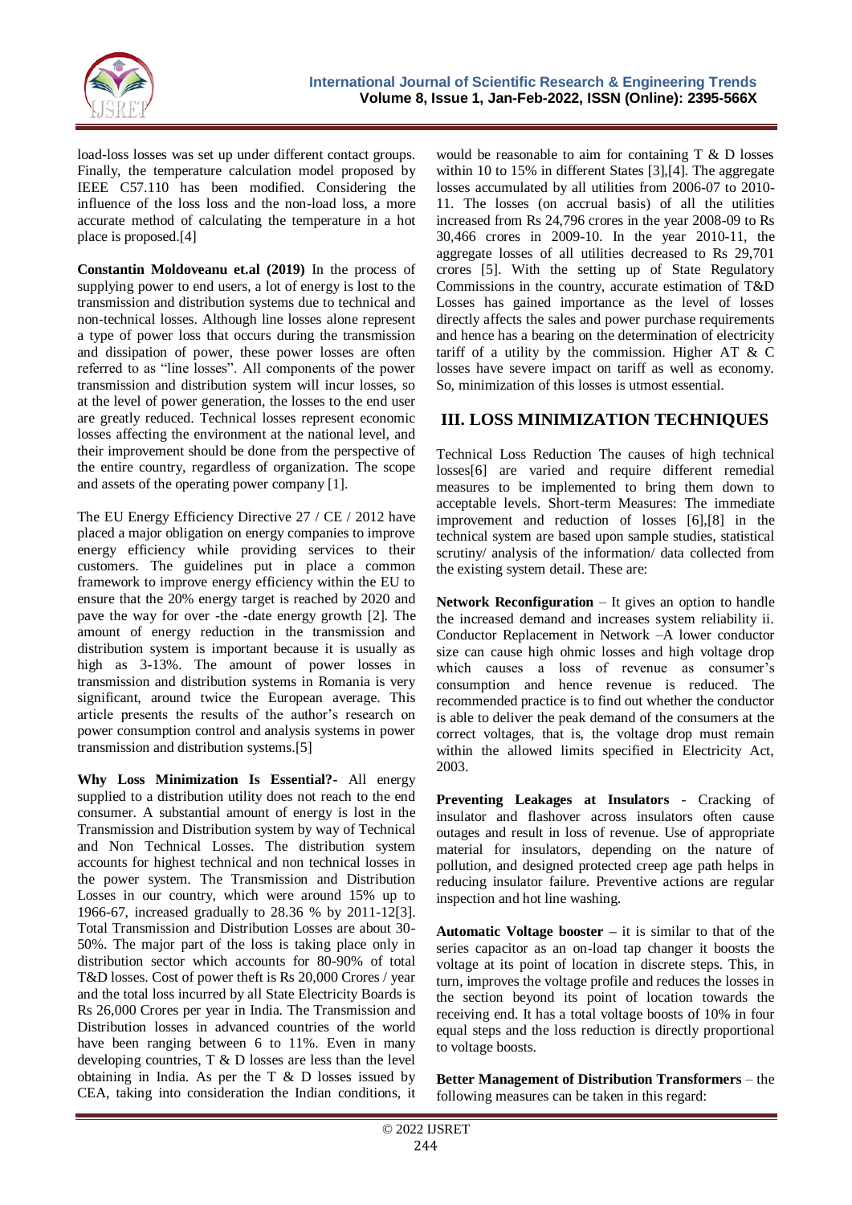load-loss losses was set up under different contact groups. Finally, the temperature calculation model proposed by IEEE C57.110 has been modified. Considering the influence of the loss loss and the non-load loss, a more accurate method of calculating the temperature in a hot place is proposed.[4]

**Constantin Moldoveanu et.al (2019)** In the process of supplying power to end users, a lot of energy is lost to the transmission and distribution systems due to technical and non-technical losses. Although line losses alone represent a type of power loss that occurs during the transmission and dissipation of power, these power losses are often referred to as "line losses". All components of the power transmission and distribution system will incur losses, so at the level of power generation, the losses to the end user are greatly reduced. Technical losses represent economic losses affecting the environment at the national level, and their improvement should be done from the perspective of the entire country, regardless of organization. The scope and assets of the operating power company [1].

The EU Energy Efficiency Directive 27 / CE / 2012 have placed a major obligation on energy companies to improve energy efficiency while providing services to their customers. The guidelines put in place a common framework to improve energy efficiency within the EU to ensure that the 20% energy target is reached by 2020 and pave the way for over -the -date energy growth [2]. The amount of energy reduction in the transmission and distribution system is important because it is usually as high as 3-13%. The amount of power losses in transmission and distribution systems in Romania is very significant, around twice the European average. This article presents the results of the author's research on power consumption control and analysis systems in power transmission and distribution systems.[5]

**Why Loss Minimization Is Essential?-** All energy supplied to a distribution utility does not reach to the end consumer. A substantial amount of energy is lost in the Transmission and Distribution system by way of Technical and Non Technical Losses. The distribution system accounts for highest technical and non technical losses in the power system. The Transmission and Distribution Losses in our country, which were around 15% up to 1966-67, increased gradually to 28.36 % by 2011-12[3]. Total Transmission and Distribution Losses are about 30-50%. The major part of the loss is taking place only in distribution sector which accounts for 80-90% of total T&D losses. Cost of power theft is Rs 20,000 Crores / year and the total loss incurred by all State Electricity Boards is Rs 26,000 Crores per year in India. The Transmission and Distribution losses in advanced countries of the world have been ranging between 6 to 11%. Even in many developing countries, T & D losses are less than the level obtaining in India. As per the T & D losses issued by CEA, taking into consideration the Indian conditions, it would be reasonable to aim for containing T & D losses within 10 to 15% in different States [3],[4]. The aggregate losses accumulated by all utilities from 2006-07 to 2010-11. The losses (on accrual basis) of all the utilities increased from Rs 24,796 crores in the year 2008-09 to Rs 30,466 crores in 2009-10. In the year 2010-11, the aggregate losses of all utilities decreased to Rs 29,701 crores [5]. With the setting up of State Regulatory Commissions in the country, accurate estimation of T&D Losses has gained importance as the level of losses directly affects the sales and power purchase requirements and hence has a bearing on the determination of electricity tariff of a utility by the commission. Higher AT & C losses have severe impact on tariff as well as economy. So, minimization of this losses is utmost essential.

## III. LOSS MINIMIZATION TECHNIQUES

Technical Loss Reduction The causes of high technical losses[6] are varied and require different remedial measures to be implemented to bring them down to acceptable levels. Short-term Measures: The immediate improvement and reduction of losses [6],[8] in the technical system are based upon sample studies, statistical scrutiny/ analysis of the information/ data collected from the existing system detail. These are:

**Network Reconfiguration** – It gives an option to handle the increased demand and increases system reliability ii. Conductor Replacement in Network –A lower conductor size can cause high ohmic losses and high voltage drop which causes a loss of revenue as consumer's consumption and hence revenue is reduced. The recommended practice is to find out whether the conductor is able to deliver the peak demand of the consumers at the correct voltages, that is, the voltage drop must remain within the allowed limits specified in Electricity Act, 2003.

**Preventing Leakages at Insulators** - Cracking of insulator and flashover across insulators often cause outages and result in loss of revenue. Use of appropriate material for insulators, depending on the nature of pollution, and designed protected creep age path helps in reducing insulator failure. Preventive actions are regular inspection and hot line washing.

**Automatic Voltage booster –** it is similar to that of the series capacitor as an on-load tap changer it boosts the voltage at its point of location in discrete steps. This, in turn, improves the voltage profile and reduces the losses in the section beyond its point of location towards the receiving end. It has a total voltage boosts of 10% in four equal steps and the loss reduction is directly proportional to voltage boosts.

**Better Management of Distribution Transformers** – the following measures can be taken in this regard: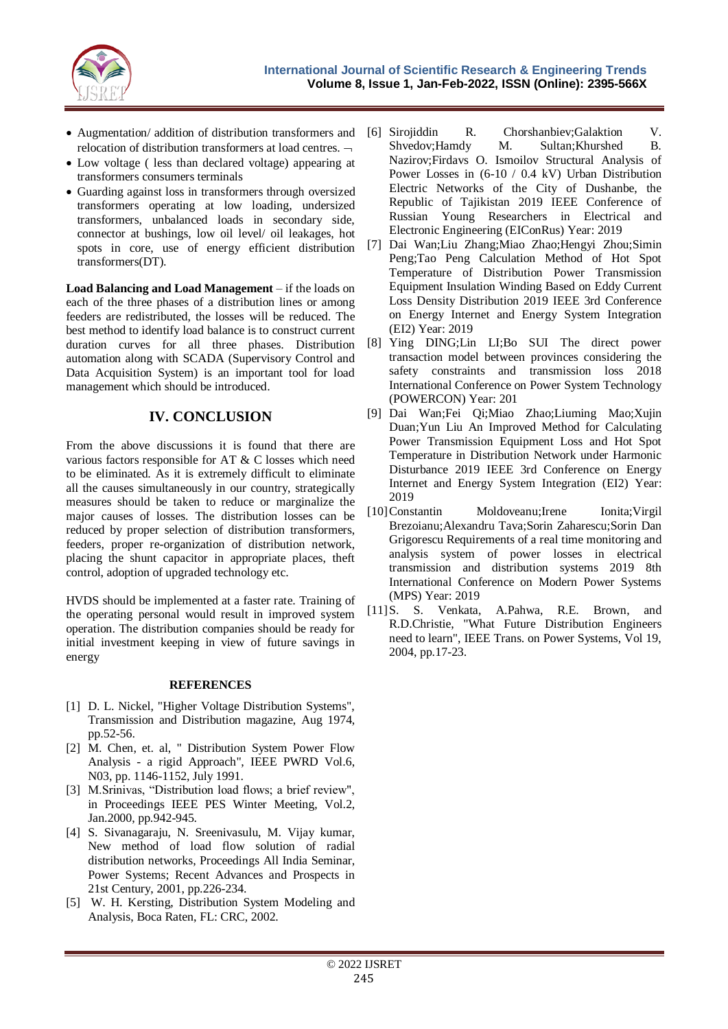- Augmentation/ addition of distribution transformers and relocation of distribution transformers at load centres. ¬
- Low voltage ( less than declared voltage) appearing at transformers consumers terminals
- Guarding against loss in transformers through oversized transformers operating at low loading, undersized transformers, unbalanced loads in secondary side, connector at bushings, low oil level/ oil leakages, hot spots in core, use of energy efficient distribution transformers(DT).

**Load Balancing and Load Management** – if the loads on each of the three phases of a distribution lines or among feeders are redistributed, the losses will be reduced. The best method to identify load balance is to construct current duration curves for all three phases. Distribution automation along with SCADA (Supervisory Control and Data Acquisition System) is an important tool for load management which should be introduced.

## IV. CONCLUSION

From the above discussions it is found that there are various factors responsible for AT & C losses which need to be eliminated. As it is extremely difficult to eliminate all the causes simultaneously in our country, strategically measures should be taken to reduce or marginalize the major causes of losses. The distribution losses can be reduced by proper selection of distribution transformers, feeders, proper re-organization of distribution network, placing the shunt capacitor in appropriate places, theft control, adoption of upgraded technology etc.

HVDS should be implemented at a faster rate. Training of the operating personal would result in improved system operation. The distribution companies should be ready for initial investment keeping in view of future savings in energy

### REFERENCES

[1] D. L. Nickel, "Higher Voltage Distribution Systems", Transmission and Distribution magazine, Aug 1974, pp.52-56.

[2] M. Chen, et. al, " Distribution System Power Flow Analysis - a rigid Approach", IEEE PWRD Vol.6, N03, pp. 1146-1152, July 1991.

[3] M.Srinivas, "Distribution load flows; a brief review", in Proceedings IEEE PES Winter Meeting, Vol.2, Jan.2000, pp.942-945.

[4] S. Sivanagaraju, N. Sreenivasulu, M. Vijay kumar, New method of load flow solution of radial distribution networks, Proceedings All India Seminar, Power Systems; Recent Advances and Prospects in 21st Century, 2001, pp.226-234.

[5] W. H. Kersting, Distribution System Modeling and Analysis, Boca Raten, FL: CRC, 2002.

[6] Sirojiddin R. Chorshanbiev;Galaktion V. Shvedov;Hamdy M. Sultan;Khurshed B. Nazirov;Firdavs O. Ismoilov Structural Analysis of Power Losses in (6-10 / 0.4 kV) Urban Distribution Electric Networks of the City of Dushanbe, the Republic of Tajikistan 2019 IEEE Conference of Russian Young Researchers in Electrical and Electronic Engineering (EIConRus) Year: 2019

[7] Dai Wan;Liu Zhang;Miao Zhao;Hengyi Zhou;Simin Peng;Tao Peng Calculation Method of Hot Spot Temperature of Distribution Power Transmission Equipment Insulation Winding Based on Eddy Current Loss Density Distribution 2019 IEEE 3rd Conference on Energy Internet and Energy System Integration (EI2) Year: 2019

[8] Ying DING;Lin LI;Bo SUI The direct power transaction model between provinces considering the safety constraints and transmission loss 2018 International Conference on Power System Technology (POWERCON) Year: 201

[9] Dai Wan;Fei Qi;Miao Zhao;Liuming Mao;Xujin Duan;Yun Liu An Improved Method for Calculating Power Transmission Equipment Loss and Hot Spot Temperature in Distribution Network under Harmonic Disturbance 2019 IEEE 3rd Conference on Energy Internet and Energy System Integration (EI2) Year: 2019

[10] Constantin Moldoveanu;Irene Ionita;Virgil Brezoianu;Alexandru Tava;Sorin Zaharescu;Sorin Dan Grigorescu Requirements of a real time monitoring and analysis system of power losses in electrical transmission and distribution systems 2019 8th International Conference on Modern Power Systems (MPS) Year: 2019

[11] S. S. Venkata, A.Pahwa, R.E. Brown, and R.D.Christie, "What Future Distribution Engineers need to learn", IEEE Trans. on Power Systems, Vol 19, 2004, pp.17-23.